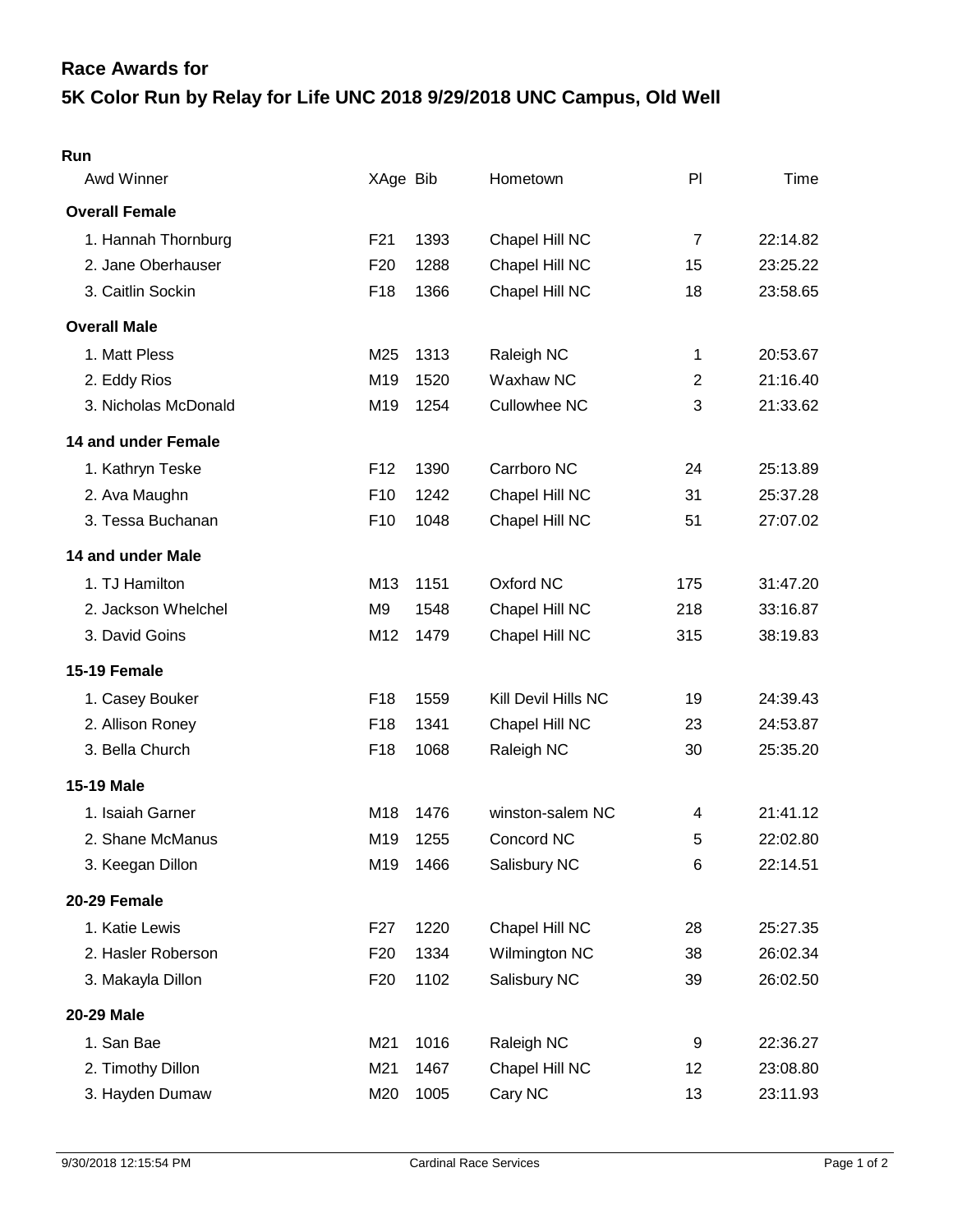## Race Awards for

# 5K Color Run by Relay for Life UNC 2018 9/29/2018 UNC Campus, Old Well

### Run

| Awd Winner | XAge | Bib | Hometown | Pl | Time |
|---|---|---|---|---|---|
| **Overall Female** | | | | | |
| 1. Hannah Thornburg | F21 | 1393 | Chapel Hill NC | 7 | 22:14.82 |
| 2. Jane Oberhauser | F20 | 1288 | Chapel Hill NC | 15 | 23:25.22 |
| 3. Caitlin Sockin | F18 | 1366 | Chapel Hill NC | 18 | 23:58.65 |
| **Overall Male** | | | | | |
| 1. Matt Pless | M25 | 1313 | Raleigh NC | 1 | 20:53.67 |
| 2. Eddy Rios | M19 | 1520 | Waxhaw NC | 2 | 21:16.40 |
| 3. Nicholas McDonald | M19 | 1254 | Cullowhee NC | 3 | 21:33.62 |
| **14 and under Female** | | | | | |
| 1. Kathryn Teske | F12 | 1390 | Carrboro NC | 24 | 25:13.89 |
| 2. Ava Maughn | F10 | 1242 | Chapel Hill NC | 31 | 25:37.28 |
| 3. Tessa Buchanan | F10 | 1048 | Chapel Hill NC | 51 | 27:07.02 |
| **14 and under Male** | | | | | |
| 1. TJ Hamilton | M13 | 1151 | Oxford NC | 175 | 31:47.20 |
| 2. Jackson Whelchel | M9 | 1548 | Chapel Hill NC | 218 | 33:16.87 |
| 3. David Goins | M12 | 1479 | Chapel Hill NC | 315 | 38:19.83 |
| **15-19 Female** | | | | | |
| 1. Casey Bouker | F18 | 1559 | Kill Devil Hills NC | 19 | 24:39.43 |
| 2. Allison Roney | F18 | 1341 | Chapel Hill NC | 23 | 24:53.87 |
| 3. Bella Church | F18 | 1068 | Raleigh NC | 30 | 25:35.20 |
| **15-19 Male** | | | | | |
| 1. Isaiah Garner | M18 | 1476 | winston-salem NC | 4 | 21:41.12 |
| 2. Shane McManus | M19 | 1255 | Concord NC | 5 | 22:02.80 |
| 3. Keegan Dillon | M19 | 1466 | Salisbury NC | 6 | 22:14.51 |
| **20-29 Female** | | | | | |
| 1. Katie Lewis | F27 | 1220 | Chapel Hill NC | 28 | 25:27.35 |
| 2. Hasler Roberson | F20 | 1334 | Wilmington NC | 38 | 26:02.34 |
| 3. Makayla Dillon | F20 | 1102 | Salisbury NC | 39 | 26:02.50 |
| **20-29 Male** | | | | | |
| 1. San Bae | M21 | 1016 | Raleigh NC | 9 | 22:36.27 |
| 2. Timothy Dillon | M21 | 1467 | Chapel Hill NC | 12 | 23:08.80 |
| 3. Hayden Dumaw | M20 | 1005 | Cary NC | 13 | 23:11.93 |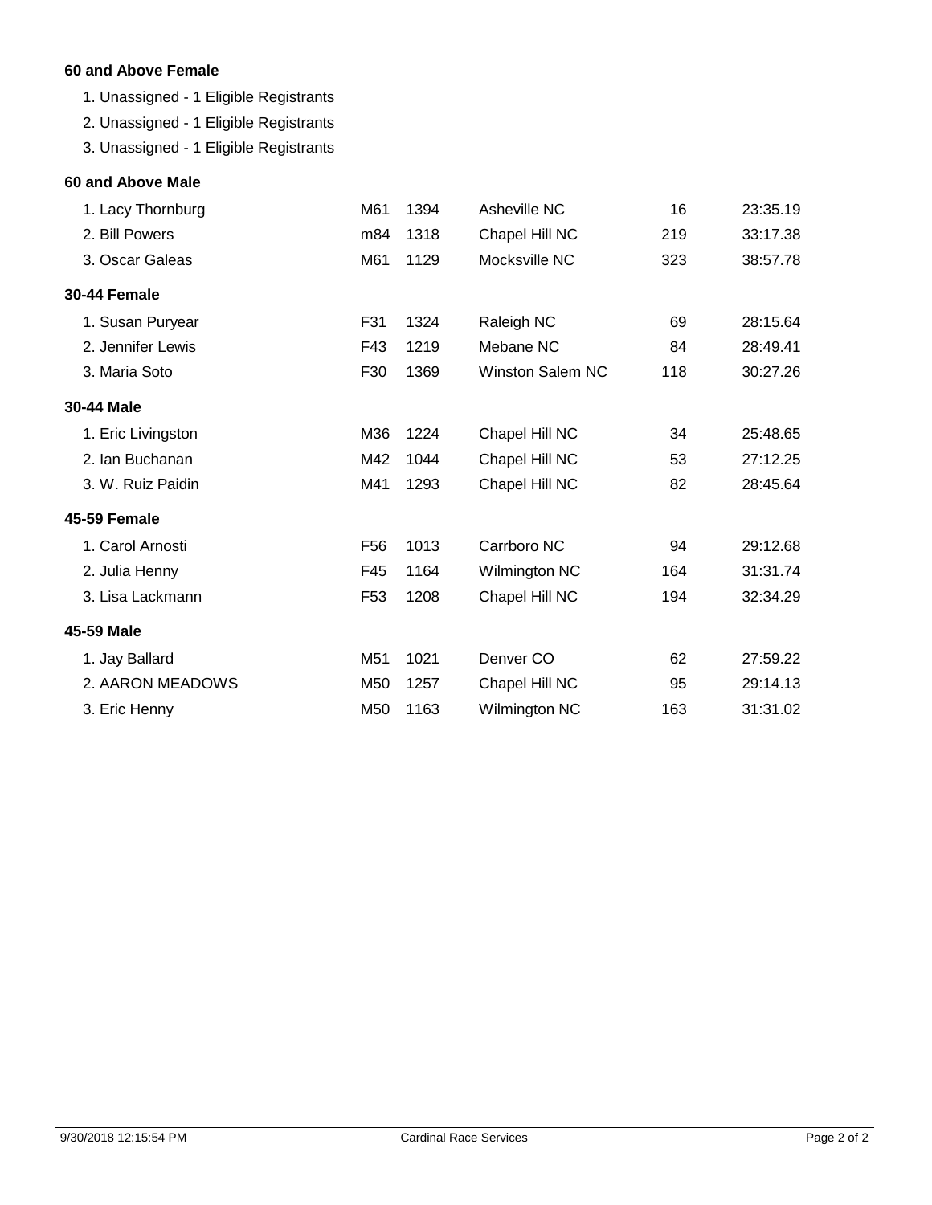### 60 and Above Female

1. Unassigned - 1 Eligible Registrants
2. Unassigned - 1 Eligible Registrants
3. Unassigned - 1 Eligible Registrants

### 60 and Above Male

| | | | | | |
|---|---|---|---|---|---|
| 1. Lacy Thornburg | M61 | 1394 | Asheville NC | 16 | 23:35.19 |
| 2. Bill Powers | m84 | 1318 | Chapel Hill NC | 219 | 33:17.38 |
| 3. Oscar Galeas | M61 | 1129 | Mocksville NC | 323 | 38:57.78 |

### 30-44 Female

| | | | | | |
|---|---|---|---|---|---|
| 1. Susan Puryear | F31 | 1324 | Raleigh NC | 69 | 28:15.64 |
| 2. Jennifer Lewis | F43 | 1219 | Mebane NC | 84 | 28:49.41 |
| 3. Maria Soto | F30 | 1369 | Winston Salem NC | 118 | 30:27.26 |

### 30-44 Male

| | | | | | |
|---|---|---|---|---|---|
| 1. Eric Livingston | M36 | 1224 | Chapel Hill NC | 34 | 25:48.65 |
| 2. Ian Buchanan | M42 | 1044 | Chapel Hill NC | 53 | 27:12.25 |
| 3. W. Ruiz Paidin | M41 | 1293 | Chapel Hill NC | 82 | 28:45.64 |

### 45-59 Female

| | | | | | |
|---|---|---|---|---|---|
| 1. Carol Arnosti | F56 | 1013 | Carrboro NC | 94 | 29:12.68 |
| 2. Julia Henny | F45 | 1164 | Wilmington NC | 164 | 31:31.74 |
| 3. Lisa Lackmann | F53 | 1208 | Chapel Hill NC | 194 | 32:34.29 |

### 45-59 Male

| | | | | | |
|---|---|---|---|---|---|
| 1. Jay Ballard | M51 | 1021 | Denver CO | 62 | 27:59.22 |
| 2. AARON MEADOWS | M50 | 1257 | Chapel Hill NC | 95 | 29:14.13 |
| 3. Eric Henny | M50 | 1163 | Wilmington NC | 163 | 31:31.02 |